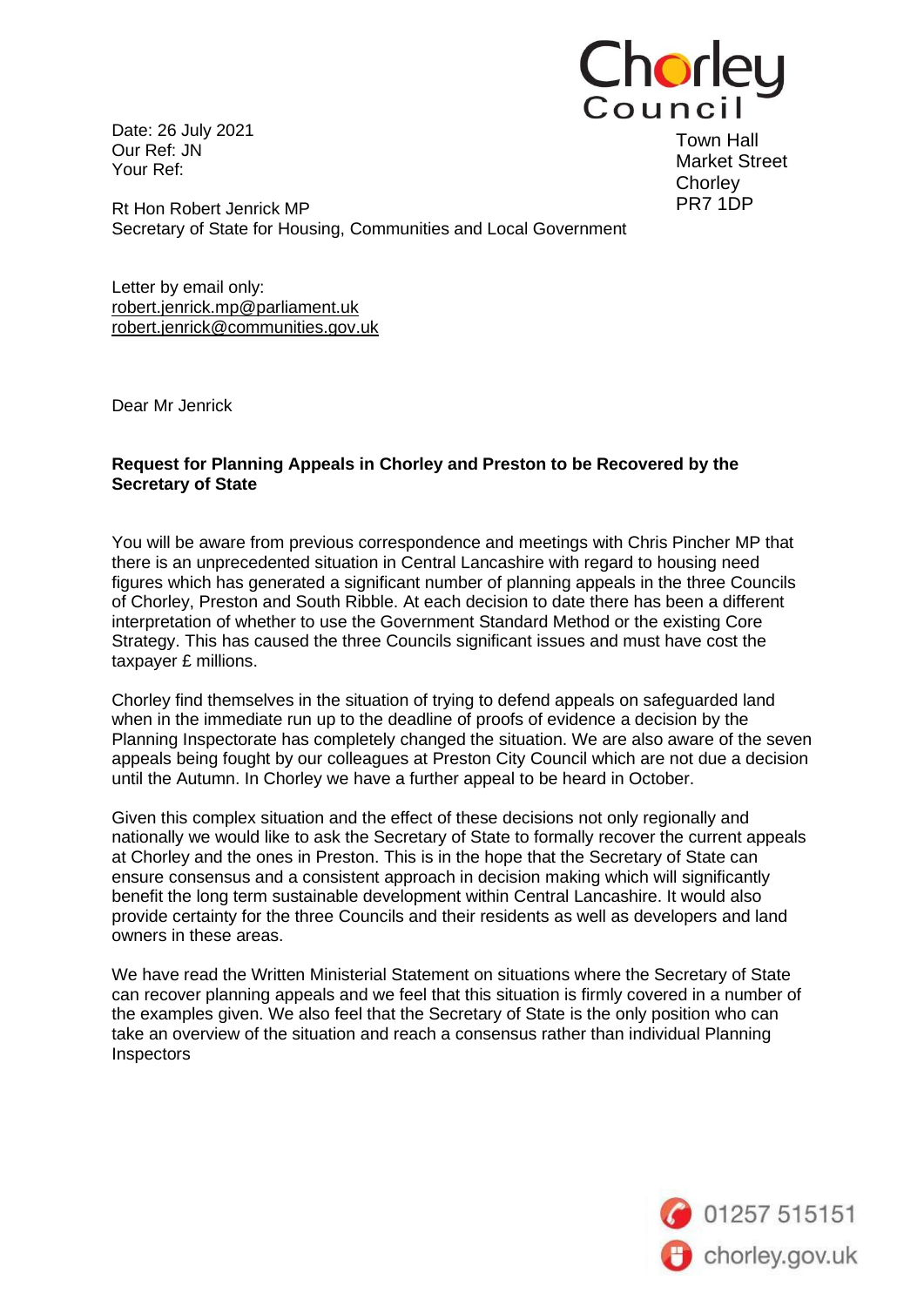Chorley Council

Town Hall
Market Street
Chorley
PR7 1DP

Date: 26 July 2021
Our Ref: JN
Your Ref:

Rt Hon Robert Jenrick MP
Secretary of State for Housing, Communities and Local Government

Letter by email only:
robert.jenrick.mp@parliament.uk
robert.jenrick@communities.gov.uk

Dear Mr Jenrick

**Request for Planning Appeals in Chorley and Preston to be Recovered by the Secretary of State**

You will be aware from previous correspondence and meetings with Chris Pincher MP that there is an unprecedented situation in Central Lancashire with regard to housing need figures which has generated a significant number of planning appeals in the three Councils of Chorley, Preston and South Ribble. At each decision to date there has been a different interpretation of whether to use the Government Standard Method or the existing Core Strategy. This has caused the three Councils significant issues and must have cost the taxpayer £ millions.

Chorley find themselves in the situation of trying to defend appeals on safeguarded land when in the immediate run up to the deadline of proofs of evidence a decision by the Planning Inspectorate has completely changed the situation. We are also aware of the seven appeals being fought by our colleagues at Preston City Council which are not due a decision until the Autumn. In Chorley we have a further appeal to be heard in October.

Given this complex situation and the effect of these decisions not only regionally and nationally we would like to ask the Secretary of State to formally recover the current appeals at Chorley and the ones in Preston. This is in the hope that the Secretary of State can ensure consensus and a consistent approach in decision making which will significantly benefit the long term sustainable development within Central Lancashire. It would also provide certainty for the three Councils and their residents as well as developers and land owners in these areas.

We have read the Written Ministerial Statement on situations where the Secretary of State can recover planning appeals and we feel that this situation is firmly covered in a number of the examples given. We also feel that the Secretary of State is the only position who can take an overview of the situation and reach a consensus rather than individual Planning Inspectors

01257 515151
chorley.gov.uk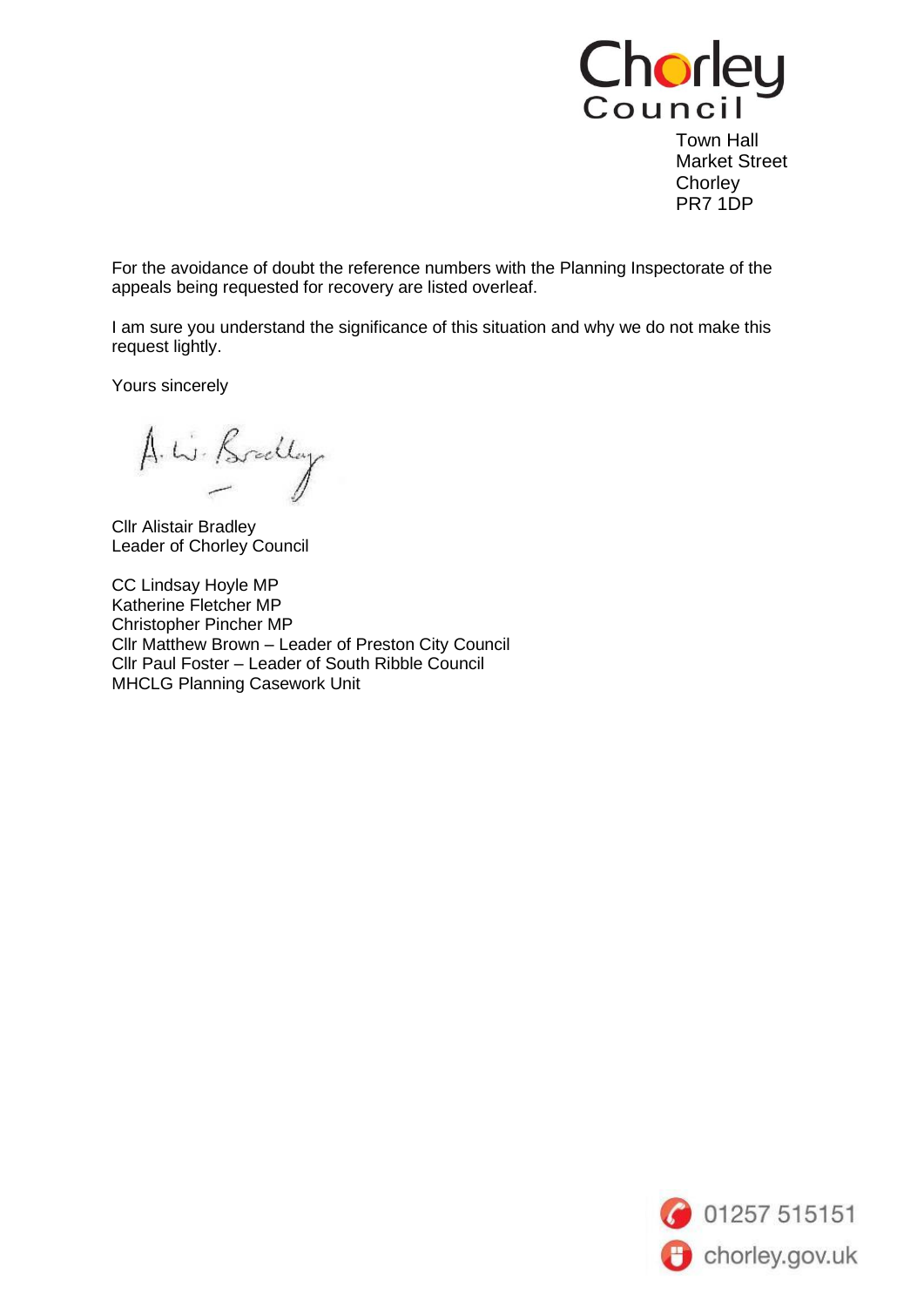Town Hall
Market Street
Chorley
PR7 1DP

For the avoidance of doubt the reference numbers with the Planning Inspectorate of the appeals being requested for recovery are listed overleaf.

I am sure you understand the significance of this situation and why we do not make this request lightly.

Yours sincerely

A. W. Bradley

Cllr Alistair Bradley
Leader of Chorley Council

CC Lindsay Hoyle MP
Katherine Fletcher MP
Christopher Pincher MP
Cllr Matthew Brown – Leader of Preston City Council
Cllr Paul Foster – Leader of South Ribble Council
MHCLG Planning Casework Unit

01257 515151
chorley.gov.uk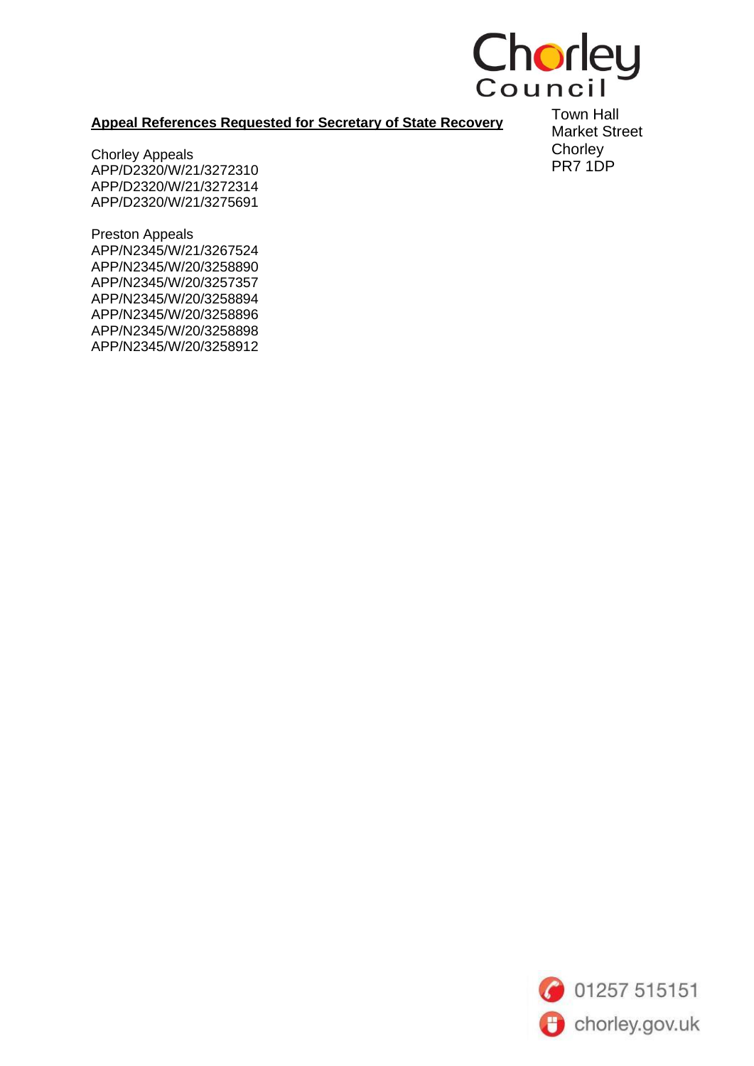Chorley Council

Town Hall
Market Street
Chorley
PR7 1DP

**Appeal References Requested for Secretary of State Recovery**

Chorley Appeals
APP/D2320/W/21/3272310
APP/D2320/W/21/3272314
APP/D2320/W/21/3275691

Preston Appeals
APP/N2345/W/21/3267524
APP/N2345/W/20/3258890
APP/N2345/W/20/3257357
APP/N2345/W/20/3258894
APP/N2345/W/20/3258896
APP/N2345/W/20/3258898
APP/N2345/W/20/3258912

01257 515151
chorley.gov.uk